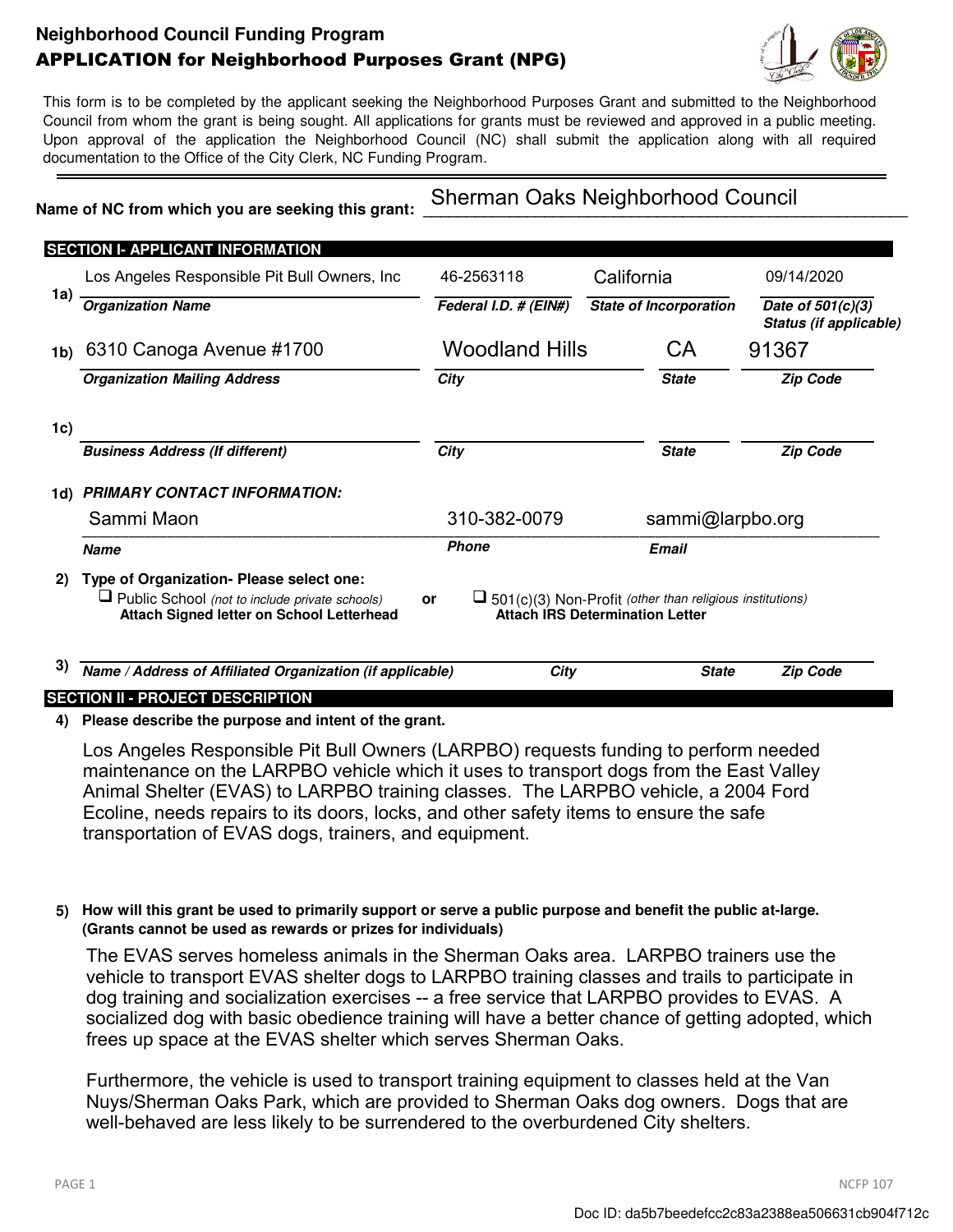**Neighborhood Council Funding Program**

**APPLICATION for Neighborhood Purposes Grant (NPG)**

This form is to be completed by the applicant seeking the Neighborhood Purposes Grant and submitted to the Neighborhood Council from whom the grant is being sought. All applications for grants must be reviewed and approved in a public meeting. Upon approval of the application the Neighborhood Council (NC) shall submit the application along with all required documentation to the Office of the City Clerk, NC Funding Program.

**Name of NC from which you are seeking this grant:** Sherman Oaks Neighborhood Council

## SECTION I- APPLICANT INFORMATION

**1a)**

| *Organization Name* | *Federal I.D. # (EIN#)* | *State of Incorporation* | *Date of 501(c)(3) Status (if applicable)* |
|---|---|---|---|
| Los Angeles Responsible Pit Bull Owners, Inc | 46-2563118 | California | 09/14/2020 |

**1b)**

| *Organization Mailing Address* | *City* | *State* | *Zip Code* |
|---|---|---|---|
| 6310 Canoga Avenue #1700 | Woodland Hills | CA | 91367 |

**1c)**

| *Business Address (If different)* | *City* | *State* | *Zip Code* |
|---|---|---|---|
| | | | |

**1d) *PRIMARY CONTACT INFORMATION:***

| *Name* | *Phone* | *Email* |
|---|---|---|
| Sammi Maon | 310-382-0079 | sammi@larpbo.org |

**2) Type of Organization- Please select one:**

- ☐ Public School *(not to include private schools)* **Attach Signed letter on School Letterhead**

**or**

- ☐ 501(c)(3) Non-Profit *(other than religious institutions)* **Attach IRS Determination Letter**

**3)** ***Name / Address of Affiliated Organization (if applicable)*** ***City*** ***State*** ***Zip Code***

## SECTION II - PROJECT DESCRIPTION

**4) Please describe the purpose and intent of the grant.**

Los Angeles Responsible Pit Bull Owners (LARPBO) requests funding to perform needed maintenance on the LARPBO vehicle which it uses to transport dogs from the East Valley Animal Shelter (EVAS) to LARPBO training classes. The LARPBO vehicle, a 2004 Ford Ecoline, needs repairs to its doors, locks, and other safety items to ensure the safe transportation of EVAS dogs, trainers, and equipment.

**5) How will this grant be used to primarily support or serve a public purpose and benefit the public at-large. (Grants cannot be used as rewards or prizes for individuals)**

The EVAS serves homeless animals in the Sherman Oaks area. LARPBO trainers use the vehicle to transport EVAS shelter dogs to LARPBO training classes and trails to participate in dog training and socialization exercises -- a free service that LARPBO provides to EVAS. A socialized dog with basic obedience training will have a better chance of getting adopted, which frees up space at the EVAS shelter which serves Sherman Oaks.

Furthermore, the vehicle is used to transport training equipment to classes held at the Van Nuys/Sherman Oaks Park, which are provided to Sherman Oaks dog owners. Dogs that are well-behaved are less likely to be surrendered to the overburdened City shelters.

NCFP 107

Doc ID: da5b7beedefcc2c83a2388ea506631cb904f712c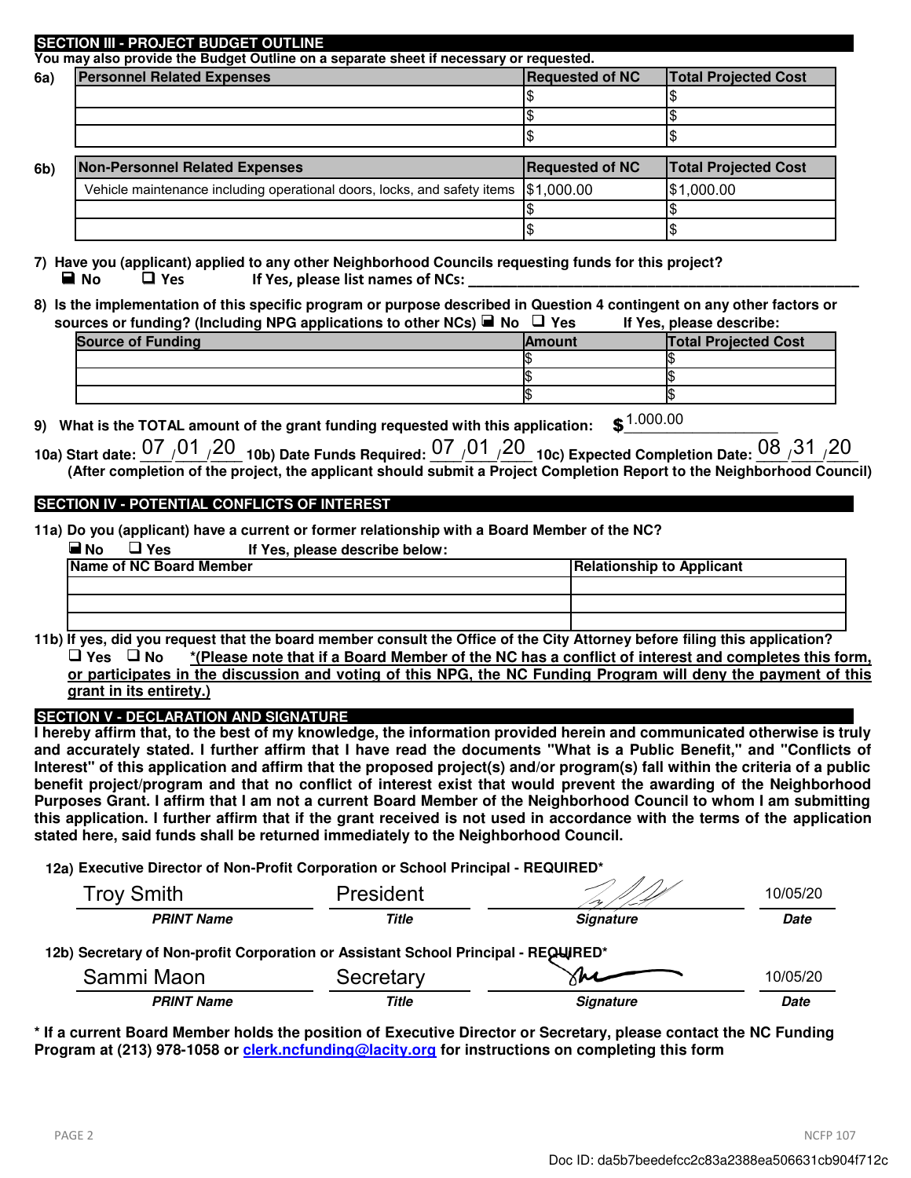## SECTION III - PROJECT BUDGET OUTLINE

You may also provide the Budget Outline on a separate sheet if necessary or requested.

**6a)**

| Personnel Related Expenses | Requested of NC | Total Projected Cost |
|---|---|---|
| | $ | $ |
| | $ | $ |
| | $ | $ |

**6b)**

| Non-Personnel Related Expenses | Requested of NC | Total Projected Cost |
|---|---|---|
| Vehicle maintenance including operational doors, locks, and safety items | $1,000.00 | $1,000.00 |
| | $ | $ |
| | $ | $ |

**7) Have you (applicant) applied to any other Neighborhood Councils requesting funds for this project?**
■ No ❑ Yes If Yes, please list names of NCs: ____________________

**8) Is the implementation of this specific program or purpose described in Question 4 contingent on any other factors or sources or funding? (Including NPG applications to other NCs)** ■ No ❑ Yes If Yes, please describe:

| Source of Funding | Amount | Total Projected Cost |
|---|---|---|
| | $ | $ |
| | $ | $ |
| | $ | $ |

**9) What is the TOTAL amount of the grant funding requested with this application:** $ 1,000.00

**10a) Start date:** 07 / 01 / 20 **10b) Date Funds Required:** 07 / 01 / 20 **10c) Expected Completion Date:** 08 / 31 / 20
**(After completion of the project, the applicant should submit a Project Completion Report to the Neighborhood Council)**

## SECTION IV - POTENTIAL CONFLICTS OF INTEREST

**11a) Do you (applicant) have a current or former relationship with a Board Member of the NC?**
■ No ❑ Yes If Yes, please describe below:

| Name of NC Board Member | Relationship to Applicant |
|---|---|
| | |
| | |
| | |

**11b) If yes, did you request that the board member consult the Office of the City Attorney before filing this application?**
❑ Yes ❑ No ***(Please note that if a Board Member of the NC has a conflict of interest and completes this form, or participates in the discussion and voting of this NPG, the NC Funding Program will deny the payment of this grant in its entirety.)***

## SECTION V - DECLARATION AND SIGNATURE

**I hereby affirm that, to the best of my knowledge, the information provided herein and communicated otherwise is truly and accurately stated. I further affirm that I have read the documents "What is a Public Benefit," and "Conflicts of Interest" of this application and affirm that the proposed project(s) and/or program(s) fall within the criteria of a public benefit project/program and that no conflict of interest exist that would prevent the awarding of the Neighborhood Purposes Grant. I affirm that I am not a current Board Member of the Neighborhood Council to whom I am submitting this application. I further affirm that if the grant received is not used in accordance with the terms of the application stated here, said funds shall be returned immediately to the Neighborhood Council.**

**12a) Executive Director of Non-Profit Corporation or School Principal - REQUIRED***

| Troy Smith | President | [signature] | 10/05/20 |
|---|---|---|---|
| ***PRINT Name*** | ***Title*** | ***Signature*** | ***Date*** |

**12b) Secretary of Non-profit Corporation or Assistant School Principal - REQUIRED***

| Sammi Maon | Secretary | [signature] | 10/05/20 |
|---|---|---|---|
| ***PRINT Name*** | ***Title*** | ***Signature*** | ***Date*** |

**\* If a current Board Member holds the position of Executive Director or Secretary, please contact the NC Funding Program at (213) 978-1058 or clerk.ncfunding@lacity.org for instructions on completing this form**

NCFP 107

Doc ID: da5b7beedefcc2c83a2388ea506631cb904f712c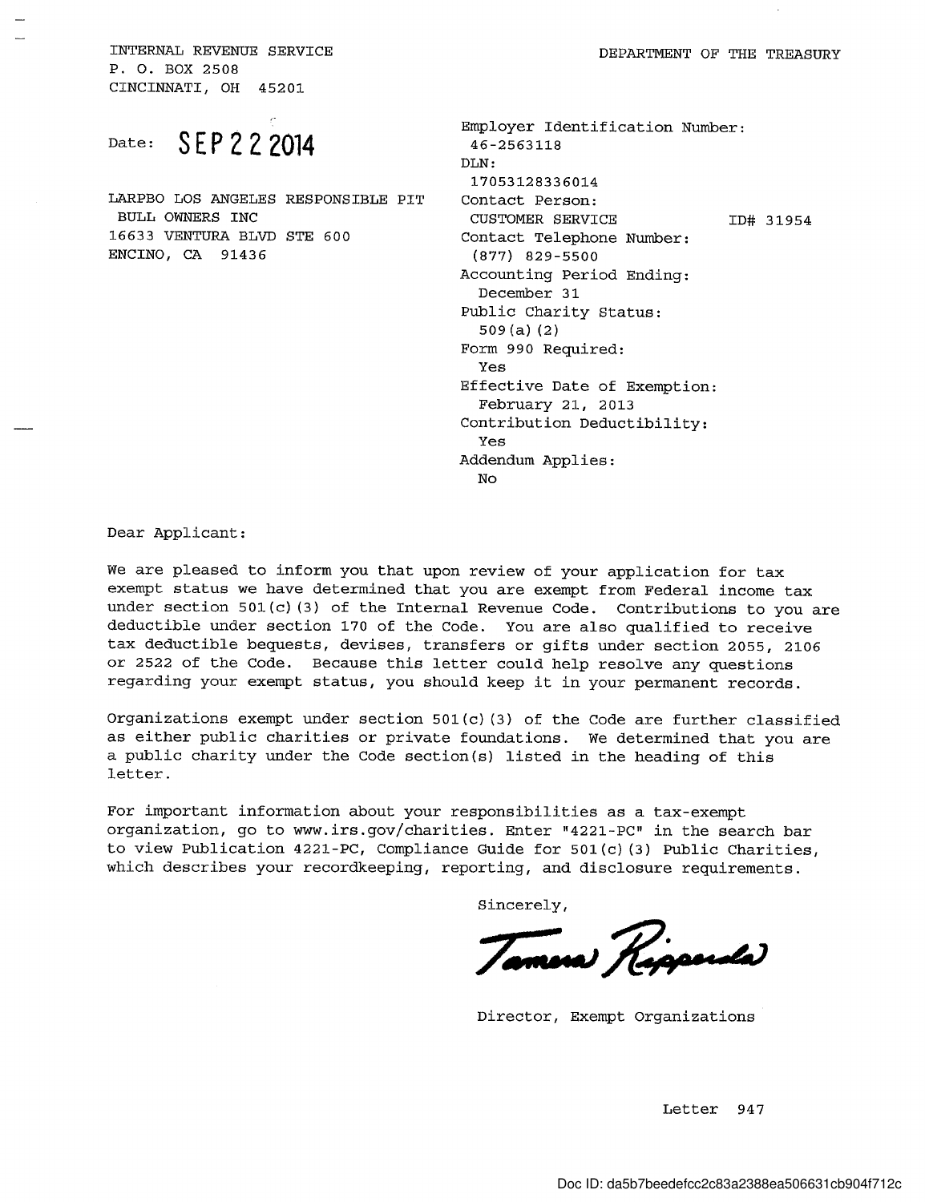INTERNAL REVENUE SERVICE
P. O. BOX 2508
CINCINNATI, OH 45201

DEPARTMENT OF THE TREASURY

Date: SEP 22 2014

LARPBO LOS ANGELES RESPONSIBLE PIT BULL OWNERS INC
16633 VENTURA BLVD STE 600
ENCINO, CA 91436

Employer Identification Number:
46-2563118
DLN:
17053128336014
Contact Person:
CUSTOMER SERVICE ID# 31954
Contact Telephone Number:
(877) 829-5500
Accounting Period Ending:
December 31
Public Charity Status:
509(a)(2)
Form 990 Required:
Yes
Effective Date of Exemption:
February 21, 2013
Contribution Deductibility:
Yes
Addendum Applies:
No

Dear Applicant:

We are pleased to inform you that upon review of your application for tax exempt status we have determined that you are exempt from Federal income tax under section 501(c)(3) of the Internal Revenue Code. Contributions to you are deductible under section 170 of the Code. You are also qualified to receive tax deductible bequests, devises, transfers or gifts under section 2055, 2106 or 2522 of the Code. Because this letter could help resolve any questions regarding your exempt status, you should keep it in your permanent records.

Organizations exempt under section 501(c)(3) of the Code are further classified as either public charities or private foundations. We determined that you are a public charity under the Code section(s) listed in the heading of this letter.

For important information about your responsibilities as a tax-exempt organization, go to www.irs.gov/charities. Enter "4221-PC" in the search bar to view Publication 4221-PC, Compliance Guide for 501(c)(3) Public Charities, which describes your recordkeeping, reporting, and disclosure requirements.

Sincerely,

Tamera Ripperda

Director, Exempt Organizations

Letter 947

Doc ID: da5b7beedefcc2c83a2388ea506631cb904f712c